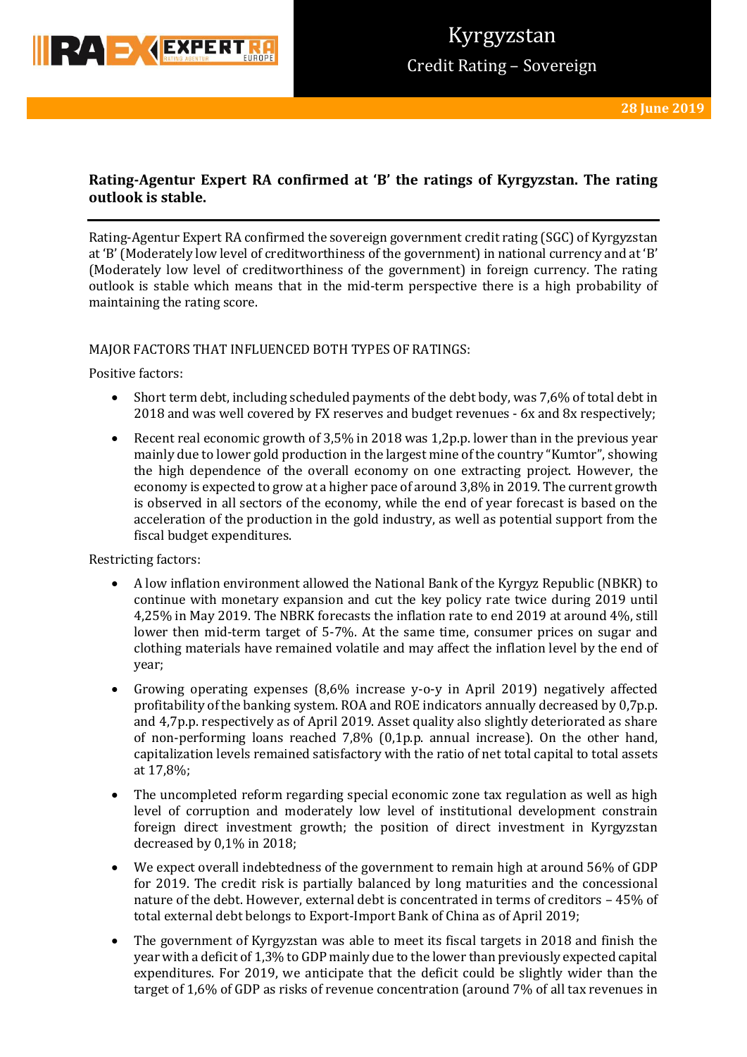# Kyrgyzstan

## Credit Rating – Sovereign

28 June 2019

**Rating-Agentur Expert RA confirmed at 'B' the ratings of Kyrgyzstan. The rating outlook is stable.**

Rating-Agentur Expert RA confirmed the sovereign government credit rating (SGC) of Kyrgyzstan at 'B' (Moderately low level of creditworthiness of the government) in national currency and at 'B' (Moderately low level of creditworthiness of the government) in foreign currency. The rating outlook is stable which means that in the mid-term perspective there is a high probability of maintaining the rating score.

MAJOR FACTORS THAT INFLUENCED BOTH TYPES OF RATINGS:

Positive factors:

- Short term debt, including scheduled payments of the debt body, was 7,6% of total debt in 2018 and was well covered by FX reserves and budget revenues - 6x and 8x respectively;
- Recent real economic growth of 3,5% in 2018 was 1,2p.p. lower than in the previous year mainly due to lower gold production in the largest mine of the country "Kumtor", showing the high dependence of the overall economy on one extracting project. However, the economy is expected to grow at a higher pace of around 3,8% in 2019. The current growth is observed in all sectors of the economy, while the end of year forecast is based on the acceleration of the production in the gold industry, as well as potential support from the fiscal budget expenditures.

Restricting factors:

- A low inflation environment allowed the National Bank of the Kyrgyz Republic (NBKR) to continue with monetary expansion and cut the key policy rate twice during 2019 until 4,25% in May 2019. The NBRK forecasts the inflation rate to end 2019 at around 4%, still lower then mid-term target of 5-7%. At the same time, consumer prices on sugar and clothing materials have remained volatile and may affect the inflation level by the end of year;
- Growing operating expenses (8,6% increase y-o-y in April 2019) negatively affected profitability of the banking system. ROA and ROE indicators annually decreased by 0,7p.p. and 4,7p.p. respectively as of April 2019. Asset quality also slightly deteriorated as share of non-performing loans reached 7,8% (0,1p.p. annual increase). On the other hand, capitalization levels remained satisfactory with the ratio of net total capital to total assets at 17,8%;
- The uncompleted reform regarding special economic zone tax regulation as well as high level of corruption and moderately low level of institutional development constrain foreign direct investment growth; the position of direct investment in Kyrgyzstan decreased by 0,1% in 2018;
- We expect overall indebtedness of the government to remain high at around 56% of GDP for 2019. The credit risk is partially balanced by long maturities and the concessional nature of the debt. However, external debt is concentrated in terms of creditors – 45% of total external debt belongs to Export-Import Bank of China as of April 2019;
- The government of Kyrgyzstan was able to meet its fiscal targets in 2018 and finish the year with a deficit of 1,3% to GDP mainly due to the lower than previously expected capital expenditures. For 2019, we anticipate that the deficit could be slightly wider than the target of 1,6% of GDP as risks of revenue concentration (around 7% of all tax revenues in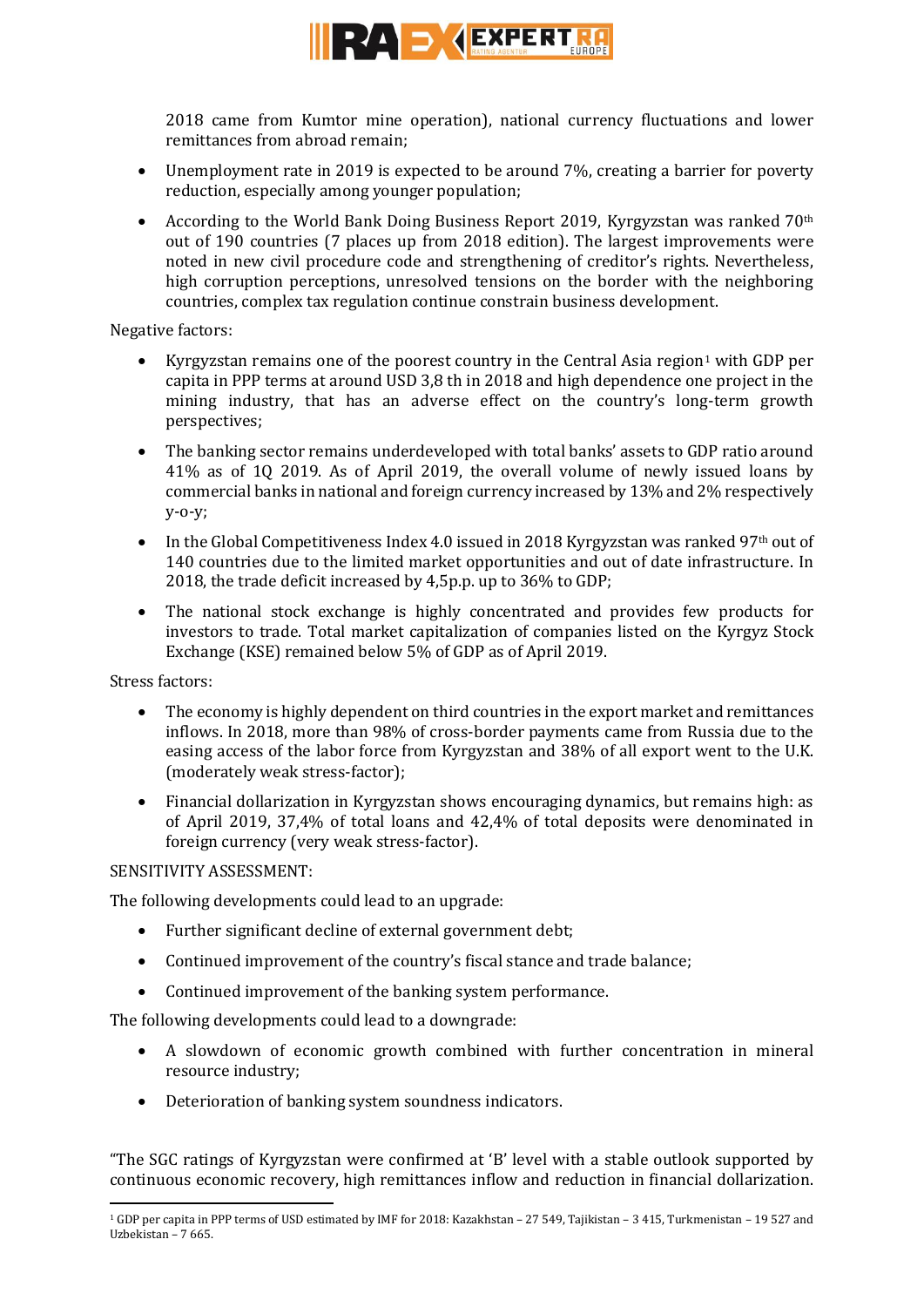2018 came from Kumtor mine operation), national currency fluctuations and lower remittances from abroad remain;

- Unemployment rate in 2019 is expected to be around 7%, creating a barrier for poverty reduction, especially among younger population;
- According to the World Bank Doing Business Report 2019, Kyrgyzstan was ranked 70th out of 190 countries (7 places up from 2018 edition). The largest improvements were noted in new civil procedure code and strengthening of creditor's rights. Nevertheless, high corruption perceptions, unresolved tensions on the border with the neighboring countries, complex tax regulation continue constrain business development.

Negative factors:

- Kyrgyzstan remains one of the poorest country in the Central Asia region[1] with GDP per capita in PPP terms at around USD 3,8 th in 2018 and high dependence one project in the mining industry, that has an adverse effect on the country's long-term growth perspectives;
- The banking sector remains underdeveloped with total banks' assets to GDP ratio around 41% as of 1Q 2019. As of April 2019, the overall volume of newly issued loans by commercial banks in national and foreign currency increased by 13% and 2% respectively y-o-y;
- In the Global Competitiveness Index 4.0 issued in 2018 Kyrgyzstan was ranked 97th out of 140 countries due to the limited market opportunities and out of date infrastructure. In 2018, the trade deficit increased by 4,5p.p. up to 36% to GDP;
- The national stock exchange is highly concentrated and provides few products for investors to trade. Total market capitalization of companies listed on the Kyrgyz Stock Exchange (KSE) remained below 5% of GDP as of April 2019.

Stress factors:

- The economy is highly dependent on third countries in the export market and remittances inflows. In 2018, more than 98% of cross-border payments came from Russia due to the easing access of the labor force from Kyrgyzstan and 38% of all export went to the U.K. (moderately weak stress-factor);
- Financial dollarization in Kyrgyzstan shows encouraging dynamics, but remains high: as of April 2019, 37,4% of total loans and 42,4% of total deposits were denominated in foreign currency (very weak stress-factor).

SENSITIVITY ASSESSMENT:

The following developments could lead to an upgrade:

- Further significant decline of external government debt;
- Continued improvement of the country's fiscal stance and trade balance;
- Continued improvement of the banking system performance.

The following developments could lead to a downgrade:

- A slowdown of economic growth combined with further concentration in mineral resource industry;
- Deterioration of banking system soundness indicators.

"The SGC ratings of Kyrgyzstan were confirmed at 'B' level with a stable outlook supported by continuous economic recovery, high remittances inflow and reduction in financial dollarization.

[1] GDP per capita in PPP terms of USD estimated by IMF for 2018: Kazakhstan – 27 549, Tajikistan – 3 415, Turkmenistan – 19 527 and Uzbekistan – 7 665.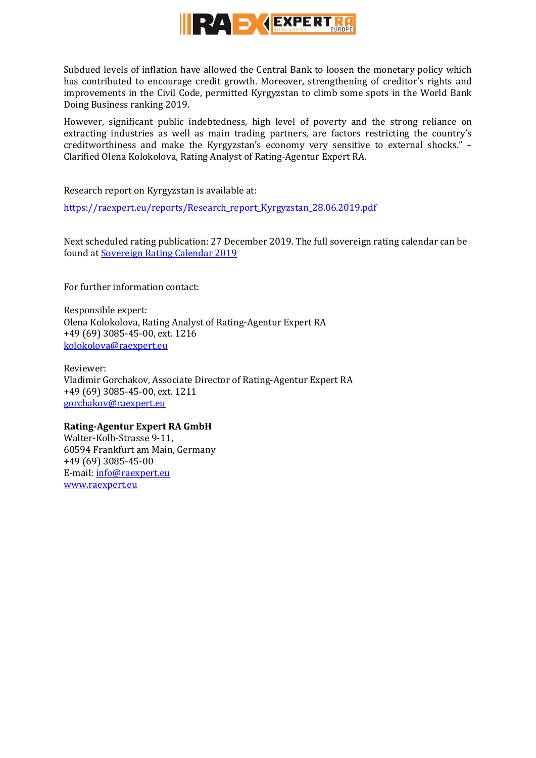Subdued levels of inflation have allowed the Central Bank to loosen the monetary policy which has contributed to encourage credit growth. Moreover, strengthening of creditor's rights and improvements in the Civil Code, permitted Kyrgyzstan to climb some spots in the World Bank Doing Business ranking 2019.

However, significant public indebtedness, high level of poverty and the strong reliance on extracting industries as well as main trading partners, are factors restricting the country's creditworthiness and make the Kyrgyzstan's economy very sensitive to external shocks." – Clarified Olena Kolokolova, Rating Analyst of Rating-Agentur Expert RA.

Research report on Kyrgyzstan is available at:

[https://raexpert.eu/reports/Research_report_Kyrgyzstan_28.06.2019.pdf](https://raexpert.eu/reports/Research_report_Kyrgyzstan_28.06.2019.pdf)

Next scheduled rating publication: 27 December 2019. The full sovereign rating calendar can be found at [Sovereign Rating Calendar 2019]()

For further information contact:

Responsible expert:
Olena Kolokolova, Rating Analyst of Rating-Agentur Expert RA
+49 (69) 3085-45-00, ext. 1216
[kolokolova@raexpert.eu](mailto:kolokolova@raexpert.eu)

Reviewer:
Vladimir Gorchakov, Associate Director of Rating-Agentur Expert RA
+49 (69) 3085-45-00, ext. 1211
[gorchakov@raexpert.eu](mailto:gorchakov@raexpert.eu)

**Rating-Agentur Expert RA GmbH**
Walter-Kolb-Strasse 9-11,
60594 Frankfurt am Main, Germany
+49 (69) 3085-45-00
E-mail: [info@raexpert.eu](mailto:info@raexpert.eu)
[www.raexpert.eu](http://www.raexpert.eu)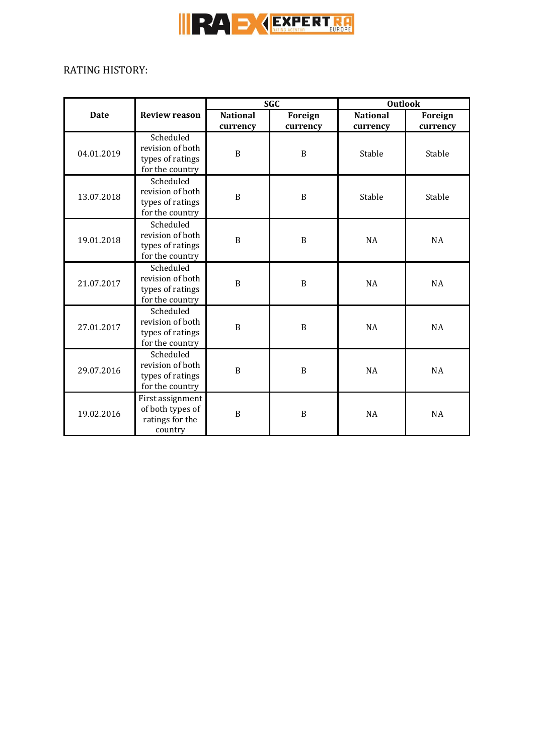RATING HISTORY:

| Date | Review reason | SGC | | Outlook | |
|---|---|---|---|---|---|
| | | National currency | Foreign currency | National currency | Foreign currency |
| 04.01.2019 | Scheduled revision of both types of ratings for the country | B | B | Stable | Stable |
| 13.07.2018 | Scheduled revision of both types of ratings for the country | B | B | Stable | Stable |
| 19.01.2018 | Scheduled revision of both types of ratings for the country | B | B | NA | NA |
| 21.07.2017 | Scheduled revision of both types of ratings for the country | B | B | NA | NA |
| 27.01.2017 | Scheduled revision of both types of ratings for the country | B | B | NA | NA |
| 29.07.2016 | Scheduled revision of both types of ratings for the country | B | B | NA | NA |
| 19.02.2016 | First assignment of both types of ratings for the country | B | B | NA | NA |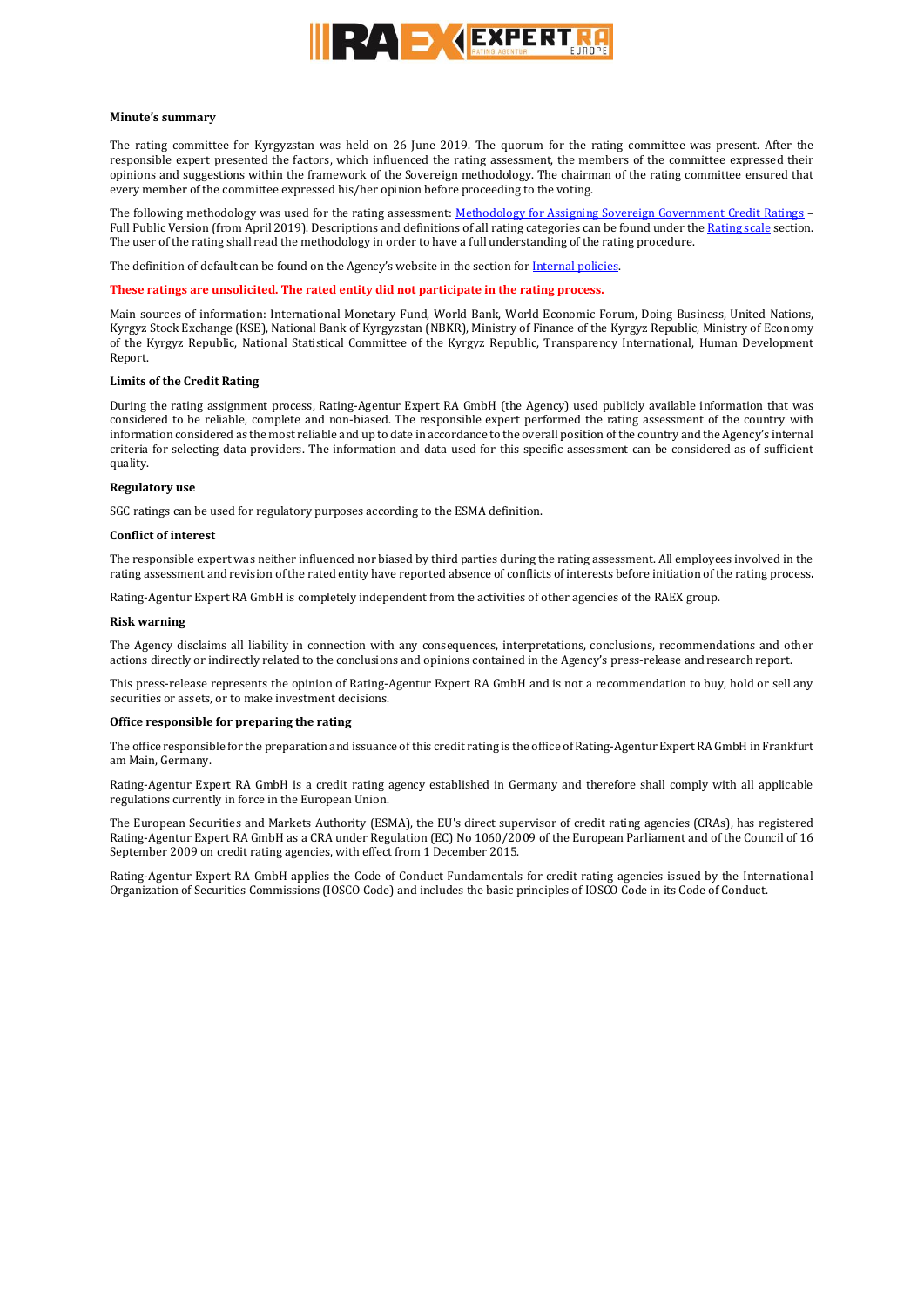**Minute's summary**

The rating committee for Kyrgyzstan was held on 26 June 2019. The quorum for the rating committee was present. After the responsible expert presented the factors, which influenced the rating assessment, the members of the committee expressed their opinions and suggestions within the framework of the Sovereign methodology. The chairman of the rating committee ensured that every member of the committee expressed his/her opinion before proceeding to the voting.

The following methodology was used for the rating assessment: Methodology for Assigning Sovereign Government Credit Ratings – Full Public Version (from April 2019). Descriptions and definitions of all rating categories can be found under the Rating scale section. The user of the rating shall read the methodology in order to have a full understanding of the rating procedure.

The definition of default can be found on the Agency's website in the section for Internal policies.

**These ratings are unsolicited. The rated entity did not participate in the rating process.**

Main sources of information: International Monetary Fund, World Bank, World Economic Forum, Doing Business, United Nations, Kyrgyz Stock Exchange (KSE), National Bank of Kyrgyzstan (NBKR), Ministry of Finance of the Kyrgyz Republic, Ministry of Economy of the Kyrgyz Republic, National Statistical Committee of the Kyrgyz Republic, Transparency International, Human Development Report.

**Limits of the Credit Rating**

During the rating assignment process, Rating-Agentur Expert RA GmbH (the Agency) used publicly available information that was considered to be reliable, complete and non-biased. The responsible expert performed the rating assessment of the country with information considered as the most reliable and up to date in accordance to the overall position of the country and the Agency's internal criteria for selecting data providers. The information and data used for this specific assessment can be considered as of sufficient quality.

**Regulatory use**

SGC ratings can be used for regulatory purposes according to the ESMA definition.

**Conflict of interest**

The responsible expert was neither influenced nor biased by third parties during the rating assessment. All employees involved in the rating assessment and revision of the rated entity have reported absence of conflicts of interests before initiation of the rating process**.**

Rating-Agentur Expert RA GmbH is completely independent from the activities of other agencies of the RAEX group.

**Risk warning**

The Agency disclaims all liability in connection with any consequences, interpretations, conclusions, recommendations and other actions directly or indirectly related to the conclusions and opinions contained in the Agency's press-release and research report.

This press-release represents the opinion of Rating-Agentur Expert RA GmbH and is not a recommendation to buy, hold or sell any securities or assets, or to make investment decisions.

**Office responsible for preparing the rating**

The office responsible for the preparation and issuance of this credit rating is the office of Rating-Agentur Expert RA GmbH in Frankfurt am Main, Germany.

Rating-Agentur Expert RA GmbH is a credit rating agency established in Germany and therefore shall comply with all applicable regulations currently in force in the European Union.

The European Securities and Markets Authority (ESMA), the EU's direct supervisor of credit rating agencies (CRAs), has registered Rating-Agentur Expert RA GmbH as a CRA under Regulation (EC) No 1060/2009 of the European Parliament and of the Council of 16 September 2009 on credit rating agencies, with effect from 1 December 2015.

Rating-Agentur Expert RA GmbH applies the Code of Conduct Fundamentals for credit rating agencies issued by the International Organization of Securities Commissions (IOSCO Code) and includes the basic principles of IOSCO Code in its Code of Conduct.